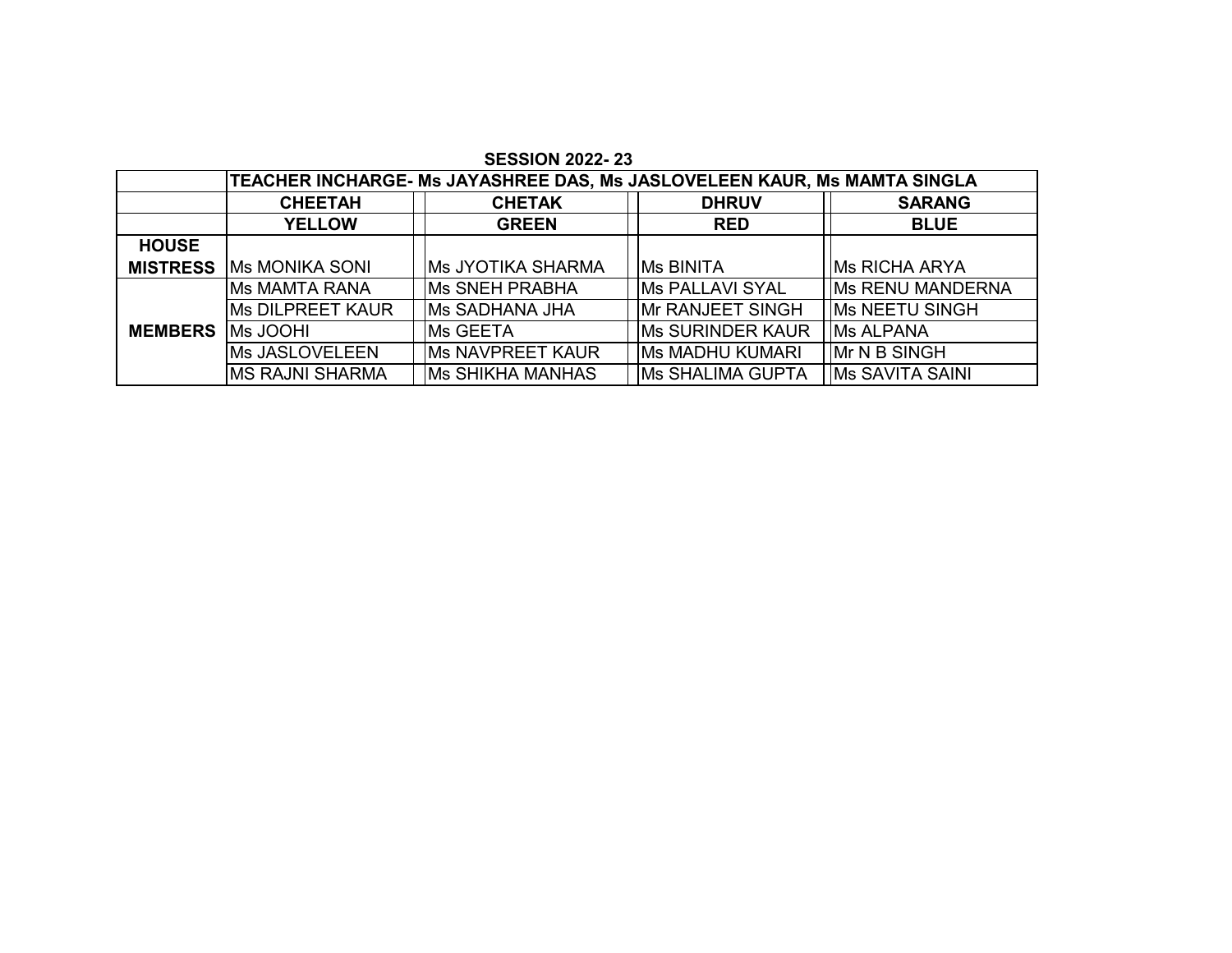**SESSION 2022- 23**

| | TEACHER INCHARGE- Ms JAYASHREE DAS, Ms JASLOVELEEN KAUR, Ms MAMTA SINGLA | | | |
|---|---|---|---|---|
| | **CHEETAH** | **CHETAK** | **DHRUV** | **SARANG** |
| | **YELLOW** | **GREEN** | **RED** | **BLUE** |
| **HOUSE MISTRESS** | Ms MONIKA SONI | Ms JYOTIKA SHARMA | Ms BINITA | Ms RICHA ARYA |
| **MEMBERS** | Ms MAMTA RANA | Ms SNEH PRABHA | Ms PALLAVI SYAL | Ms RENU MANDERNA |
| | Ms DILPREET KAUR | Ms SADHANA JHA | Mr RANJEET SINGH | Ms NEETU SINGH |
| | Ms JOOHI | Ms GEETA | Ms SURINDER KAUR | Ms ALPANA |
| | Ms JASLOVELEEN | Ms NAVPREET KAUR | Ms MADHU KUMARI | Mr N B SINGH |
| | MS RAJNI SHARMA | Ms SHIKHA MANHAS | Ms SHALIMA GUPTA | Ms SAVITA SAINI |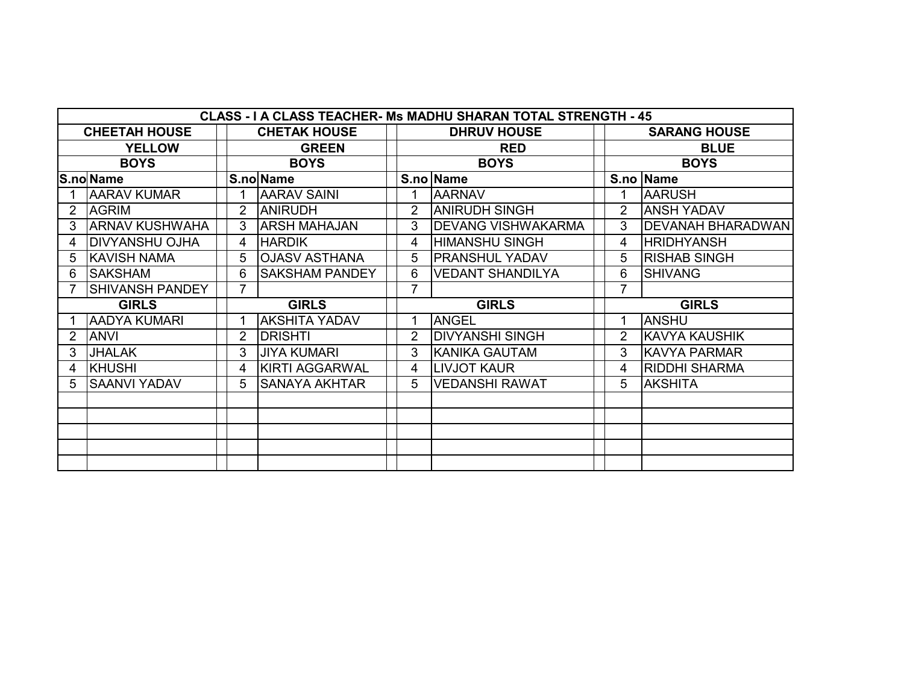| CLASS - I A CLASS TEACHER- Ms MADHU SHARAN TOTAL STRENGTH - 45 | | | | | | | | | | |
|---|---|---|---|---|---|---|---|---|---|---|
| CHEETAH HOUSE | | | CHETAK HOUSE | | | DHRUV HOUSE | | | SARANG HOUSE | |
| YELLOW | | | GREEN | | | RED | | | BLUE | |
| BOYS | | | BOYS | | | BOYS | | | BOYS | |
| S.no | Name | | S.no | Name | | S.no | Name | | S.no | Name |
| 1 | AARAV KUMAR | | 1 | AARAV SAINI | | 1 | AARNAV | | 1 | AARUSH |
| 2 | AGRIM | | 2 | ANIRUDH | | 2 | ANIRUDH SINGH | | 2 | ANSH YADAV |
| 3 | ARNAV KUSHWAHA | | 3 | ARSH MAHAJAN | | 3 | DEVANG VISHWAKARMA | | 3 | DEVANAH BHARADWAN |
| 4 | DIVYANSHU OJHA | | 4 | HARDIK | | 4 | HIMANSHU SINGH | | 4 | HRIDHYANSH |
| 5 | KAVISH NAMA | | 5 | OJASV ASTHANA | | 5 | PRANSHUL YADAV | | 5 | RISHAB SINGH |
| 6 | SAKSHAM | | 6 | SAKSHAM PANDEY | | 6 | VEDANT SHANDILYA | | 6 | SHIVANG |
| 7 | SHIVANSH PANDEY | | 7 | | | 7 | | | 7 | |
| GIRLS | | | GIRLS | | | GIRLS | | | GIRLS | |
| 1 | AADYA KUMARI | | 1 | AKSHITA YADAV | | 1 | ANGEL | | 1 | ANSHU |
| 2 | ANVI | | 2 | DRISHTI | | 2 | DIVYANSHI SINGH | | 2 | KAVYA KAUSHIK |
| 3 | JHALAK | | 3 | JIYA KUMARI | | 3 | KANIKA GAUTAM | | 3 | KAVYA PARMAR |
| 4 | KHUSHI | | 4 | KIRTI AGGARWAL | | 4 | LIVJOT KAUR | | 4 | RIDDHI SHARMA |
| 5 | SAANVI YADAV | | 5 | SANAYA AKHTAR | | 5 | VEDANSHI RAWAT | | 5 | AKSHITA |
| | | | | | | | | | | |
| | | | | | | | | | | |
| | | | | | | | | | | |
| | | | | | | | | | | |
| | | | | | | | | | | |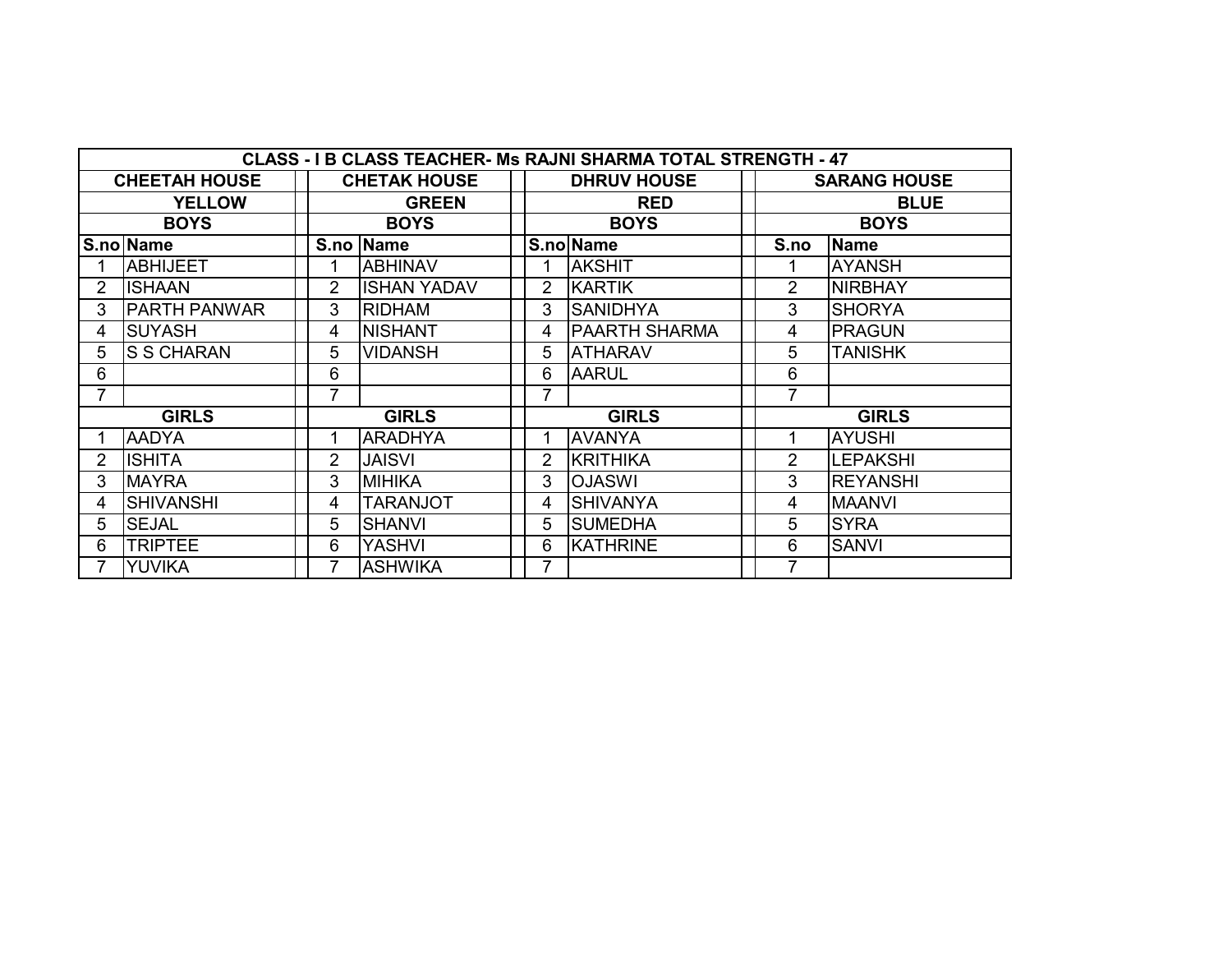| CLASS - I B CLASS TEACHER- Ms RAJNI SHARMA TOTAL STRENGTH - 47 | | | | | | | | | | | |
|---|---|---|---|---|---|---|---|---|---|---|---|
| CHEETAH HOUSE | | | CHETAK HOUSE | | | DHRUV HOUSE | | | SARANG HOUSE | | |
| YELLOW | | | GREEN | | | RED | | | BLUE | | |
| BOYS | | | BOYS | | | BOYS | | | BOYS | | |
| S.no | Name | | S.no | Name | | S.no | Name | | S.no | Name | |
| 1 | ABHIJEET | | 1 | ABHINAV | | 1 | AKSHIT | | 1 | AYANSH | |
| 2 | ISHAAN | | 2 | ISHAN YADAV | | 2 | KARTIK | | 2 | NIRBHAY | |
| 3 | PARTH PANWAR | | 3 | RIDHAM | | 3 | SANIDHYA | | 3 | SHORYA | |
| 4 | SUYASH | | 4 | NISHANT | | 4 | PAARTH SHARMA | | 4 | PRAGUN | |
| 5 | S S CHARAN | | 5 | VIDANSH | | 5 | ATHARAV | | 5 | TANISHK | |
| 6 | | | 6 | | | 6 | AARUL | | 6 | | |
| 7 | | | 7 | | | 7 | | | 7 | | |
| GIRLS | | | GIRLS | | | GIRLS | | | GIRLS | | |
| 1 | AADYA | | 1 | ARADHYA | | 1 | AVANYA | | 1 | AYUSHI | |
| 2 | ISHITA | | 2 | JAISVI | | 2 | KRITHIKA | | 2 | LEPAKSHI | |
| 3 | MAYRA | | 3 | MIHIKA | | 3 | OJASWI | | 3 | REYANSHI | |
| 4 | SHIVANSHI | | 4 | TARANJOT | | 4 | SHIVANYA | | 4 | MAANVI | |
| 5 | SEJAL | | 5 | SHANVI | | 5 | SUMEDHA | | 5 | SYRA | |
| 6 | TRIPTEE | | 6 | YASHVI | | 6 | KATHRINE | | 6 | SANVI | |
| 7 | YUVIKA | | 7 | ASHWIKA | | 7 | | | 7 | | |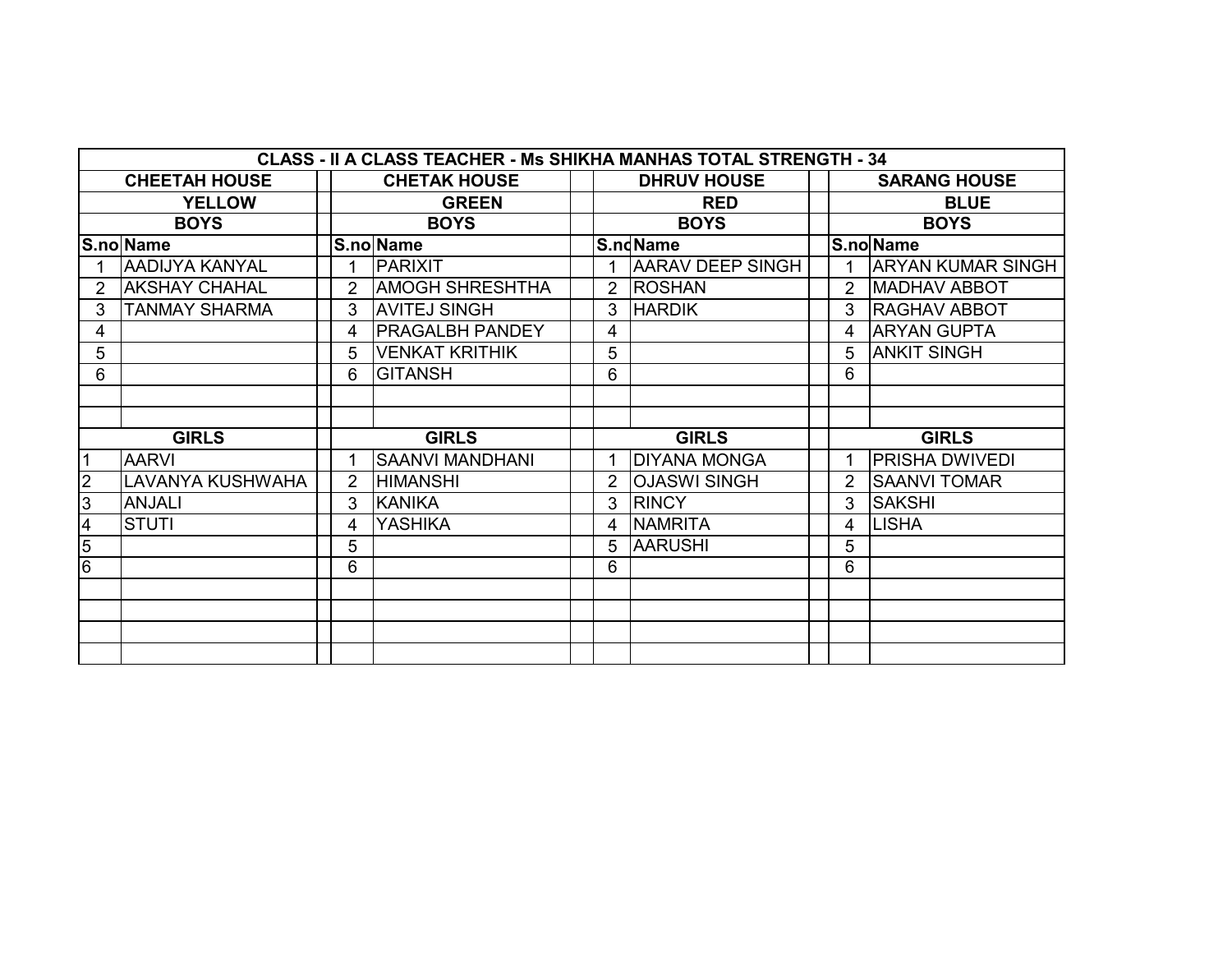| CLASS - II A CLASS TEACHER - Ms SHIKHA MANHAS TOTAL STRENGTH - 34 | | | | | | | | | | |
|---|---|---|---|---|---|---|---|---|---|---|
| CHEETAH HOUSE | | | CHETAK HOUSE | | | DHRUV HOUSE | | | SARANG HOUSE | |
| YELLOW | | | GREEN | | | RED | | | BLUE | |
| BOYS | | | BOYS | | | BOYS | | | BOYS | |
| S.no | Name | | S.no | Name | | S.no | Name | | S.no | Name |
| 1 | AADIJYA KANYAL | | 1 | PARIXIT | | 1 | AARAV DEEP SINGH | | 1 | ARYAN KUMAR SINGH |
| 2 | AKSHAY CHAHAL | | 2 | AMOGH SHRESHTHA | | 2 | ROSHAN | | 2 | MADHAV ABBOT |
| 3 | TANMAY SHARMA | | 3 | AVITEJ SINGH | | 3 | HARDIK | | 3 | RAGHAV ABBOT |
| 4 | | | 4 | PRAGALBH PANDEY | | 4 | | | 4 | ARYAN GUPTA |
| 5 | | | 5 | VENKAT KRITHIK | | 5 | | | 5 | ANKIT SINGH |
| 6 | | | 6 | GITANSH | | 6 | | | 6 | |
| | | | | | | | | | | |
| | | | | | | | | | | |
| GIRLS | | | GIRLS | | | GIRLS | | | GIRLS | |
| 1 | AARVI | | 1 | SAANVI MANDHANI | | 1 | DIYANA MONGA | | 1 | PRISHA DWIVEDI |
| 2 | LAVANYA KUSHWAHA | | 2 | HIMANSHI | | 2 | OJASWI SINGH | | 2 | SAANVI TOMAR |
| 3 | ANJALI | | 3 | KANIKA | | 3 | RINCY | | 3 | SAKSHI |
| 4 | STUTI | | 4 | YASHIKA | | 4 | NAMRITA | | 4 | LISHA |
| 5 | | | 5 | | | 5 | AARUSHI | | 5 | |
| 6 | | | 6 | | | 6 | | | 6 | |
| | | | | | | | | | | |
| | | | | | | | | | | |
| | | | | | | | | | | |
| | | | | | | | | | | |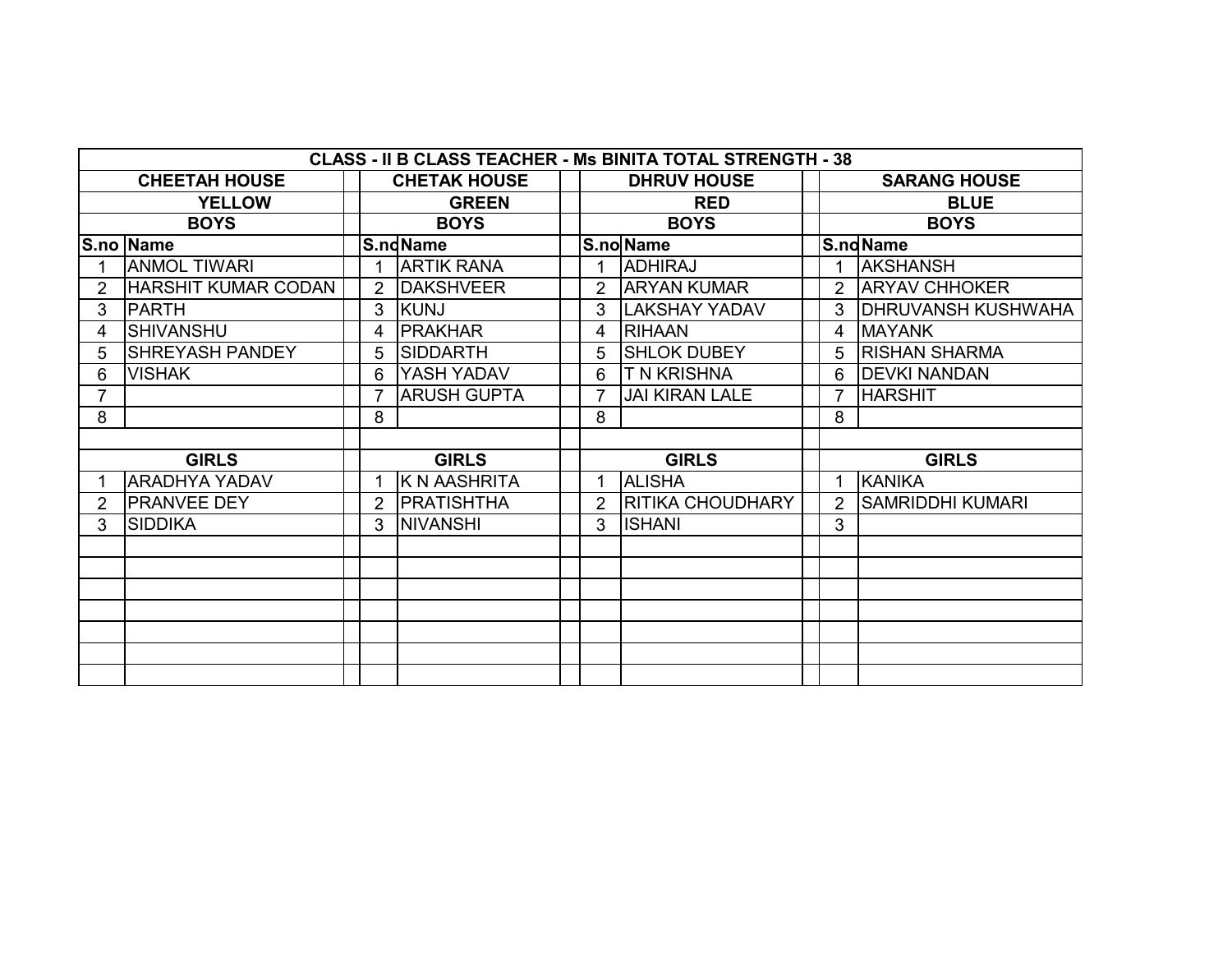| CLASS - II B CLASS TEACHER - Ms BINITA TOTAL STRENGTH - 38 | | | | | | | | | | |
|---|---|---|---|---|---|---|---|---|---|---|
| CHEETAH HOUSE | | | CHETAK HOUSE | | | DHRUV HOUSE | | | SARANG HOUSE | |
| YELLOW | | | GREEN | | | RED | | | BLUE | |
| BOYS | | | BOYS | | | BOYS | | | BOYS | |
| S.no | Name | | S.no | Name | | S.no | Name | | S.no | Name |
| 1 | ANMOL TIWARI | | 1 | ARTIK RANA | | 1 | ADHIRAJ | | 1 | AKSHANSH |
| 2 | HARSHIT KUMAR CODAN | | 2 | DAKSHVEER | | 2 | ARYAN KUMAR | | 2 | ARYAV CHHOKER |
| 3 | PARTH | | 3 | KUNJ | | 3 | LAKSHAY YADAV | | 3 | DHRUVANSH KUSHWAHA |
| 4 | SHIVANSHU | | 4 | PRAKHAR | | 4 | RIHAAN | | 4 | MAYANK |
| 5 | SHREYASH PANDEY | | 5 | SIDDARTH | | 5 | SHLOK DUBEY | | 5 | RISHAN SHARMA |
| 6 | VISHAK | | 6 | YASH YADAV | | 6 | T N KRISHNA | | 6 | DEVKI NANDAN |
| 7 | | | 7 | ARUSH GUPTA | | 7 | JAI KIRAN LALE | | 7 | HARSHIT |
| 8 | | | 8 | | | 8 | | | 8 | |
| | | | | | | | | | | |
| GIRLS | | | GIRLS | | | GIRLS | | | GIRLS | |
| 1 | ARADHYA YADAV | | 1 | K N AASHRITA | | 1 | ALISHA | | 1 | KANIKA |
| 2 | PRANVEE DEY | | 2 | PRATISHTHA | | 2 | RITIKA CHOUDHARY | | 2 | SAMRIDDHI KUMARI |
| 3 | SIDDIKA | | 3 | NIVANSHI | | 3 | ISHANI | | 3 | |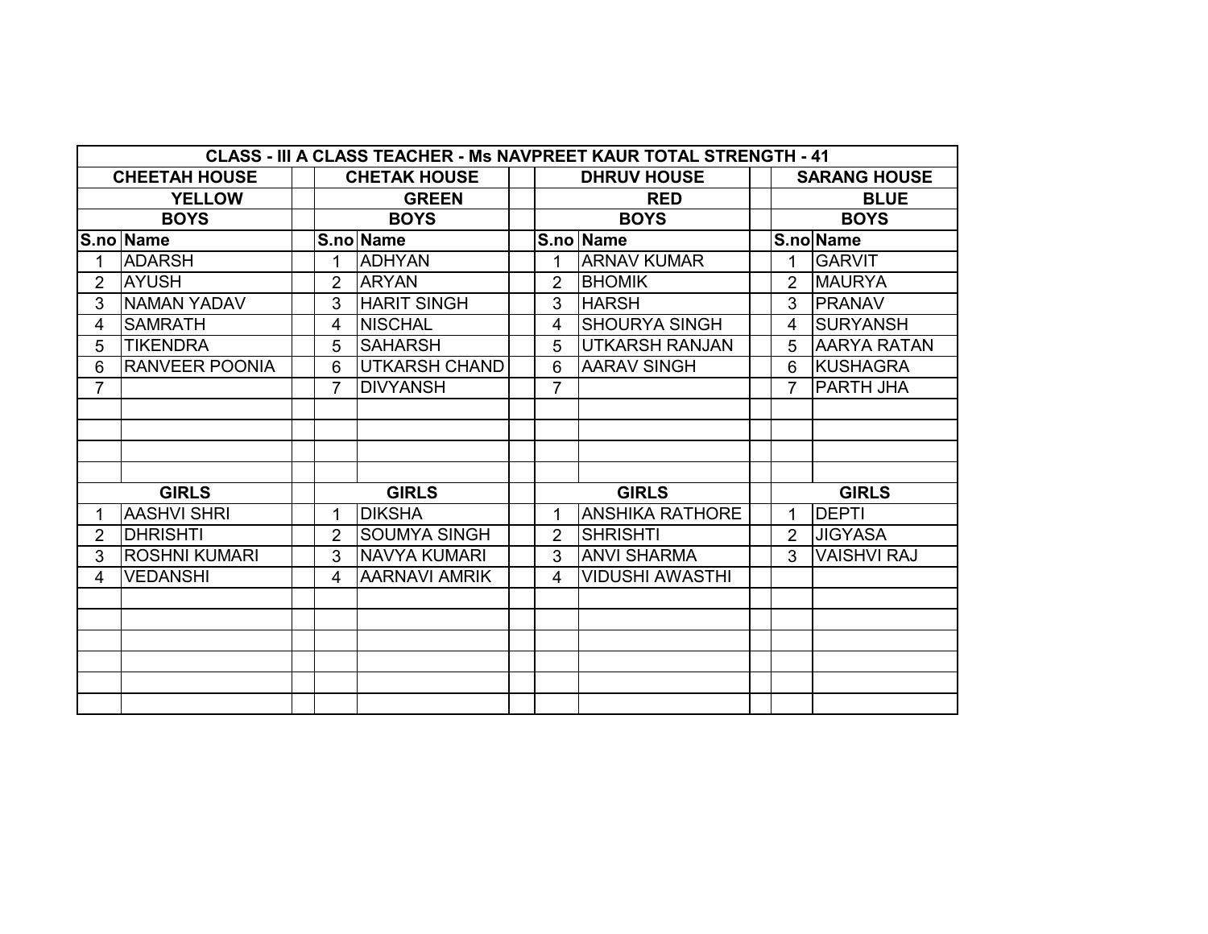| CLASS - III A CLASS TEACHER - Ms NAVPREET KAUR TOTAL STRENGTH - 41 | | | | | | | | | | |
|---|---|---|---|---|---|---|---|---|---|---|
| CHEETAH HOUSE | | | CHETAK HOUSE | | | DHRUV HOUSE | | | SARANG HOUSE | |
| YELLOW | | | GREEN | | | RED | | | BLUE | |
| BOYS | | | BOYS | | | BOYS | | | BOYS | |
| S.no | Name | | S.no | Name | | S.no | Name | | S.no | Name |
| 1 | ADARSH | | 1 | ADHYAN | | 1 | ARNAV KUMAR | | 1 | GARVIT |
| 2 | AYUSH | | 2 | ARYAN | | 2 | BHOMIK | | 2 | MAURYA |
| 3 | NAMAN YADAV | | 3 | HARIT SINGH | | 3 | HARSH | | 3 | PRANAV |
| 4 | SAMRATH | | 4 | NISCHAL | | 4 | SHOURYA SINGH | | 4 | SURYANSH |
| 5 | TIKENDRA | | 5 | SAHARSH | | 5 | UTKARSH RANJAN | | 5 | AARYA RATAN |
| 6 | RANVEER POONIA | | 6 | UTKARSH CHAND | | 6 | AARAV SINGH | | 6 | KUSHAGRA |
| 7 | | | 7 | DIVYANSH | | 7 | | | 7 | PARTH JHA |
| GIRLS | | | GIRLS | | | GIRLS | | | GIRLS | |
| 1 | AASHVI SHRI | | 1 | DIKSHA | | 1 | ANSHIKA RATHORE | | 1 | DEPTI |
| 2 | DHRISHTI | | 2 | SOUMYA SINGH | | 2 | SHRISHTI | | 2 | JIGYASA |
| 3 | ROSHNI KUMARI | | 3 | NAVYA KUMARI | | 3 | ANVI SHARMA | | 3 | VAISHVI RAJ |
| 4 | VEDANSHI | | 4 | AARNAVI AMRIK | | 4 | VIDUSHI AWASTHI | | | |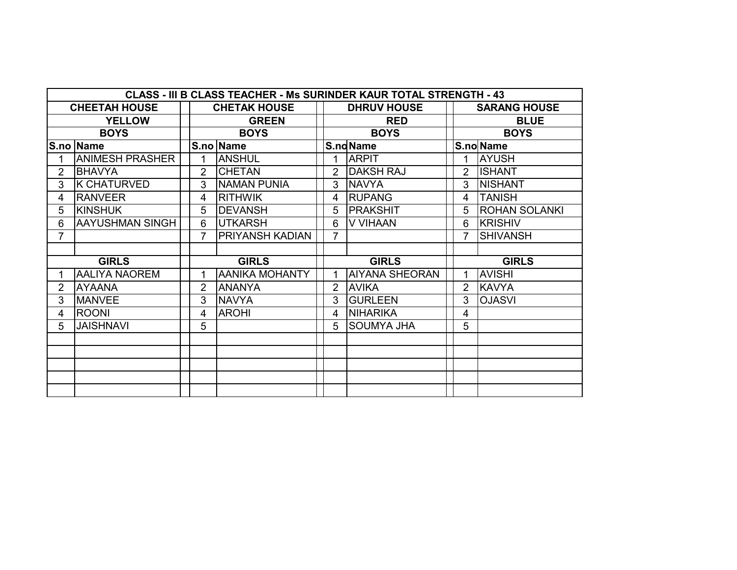| CLASS - III B CLASS TEACHER - Ms SURINDER KAUR TOTAL STRENGTH - 43 | | | | | | | | | | |
|---|---|---|---|---|---|---|---|---|---|---|
| CHEETAH HOUSE | | | CHETAK HOUSE | | | DHRUV HOUSE | | | SARANG HOUSE | |
| YELLOW | | | GREEN | | | RED | | | BLUE | |
| BOYS | | | BOYS | | | BOYS | | | BOYS | |
| S.no | Name | | S.no | Name | | S.no | Name | | S.no | Name |
| 1 | ANIMESH PRASHER | | 1 | ANSHUL | | 1 | ARPIT | | 1 | AYUSH |
| 2 | BHAVYA | | 2 | CHETAN | | 2 | DAKSH RAJ | | 2 | ISHANT |
| 3 | K CHATURVED | | 3 | NAMAN PUNIA | | 3 | NAVYA | | 3 | NISHANT |
| 4 | RANVEER | | 4 | RITHWIK | | 4 | RUPANG | | 4 | TANISH |
| 5 | KINSHUK | | 5 | DEVANSH | | 5 | PRAKSHIT | | 5 | ROHAN SOLANKI |
| 6 | AAYUSHMAN SINGH | | 6 | UTKARSH | | 6 | V VIHAAN | | 6 | KRISHIV |
| 7 | | | 7 | PRIYANSH KADIAN | | 7 | | | 7 | SHIVANSH |
| | | | | | | | | | | |
| GIRLS | | | GIRLS | | | GIRLS | | | GIRLS | |
| 1 | AALIYA NAOREM | | 1 | AANIKA MOHANTY | | 1 | AIYANA SHEORAN | | 1 | AVISHI |
| 2 | AYAANA | | 2 | ANANYA | | 2 | AVIKA | | 2 | KAVYA |
| 3 | MANVEE | | 3 | NAVYA | | 3 | GURLEEN | | 3 | OJASVI |
| 4 | ROONI | | 4 | AROHI | | 4 | NIHARIKA | | 4 | |
| 5 | JAISHNAVI | | 5 | | | 5 | SOUMYA JHA | | 5 | |
| | | | | | | | | | | |
| | | | | | | | | | | |
| | | | | | | | | | | |
| | | | | | | | | | | |
| | | | | | | | | | | |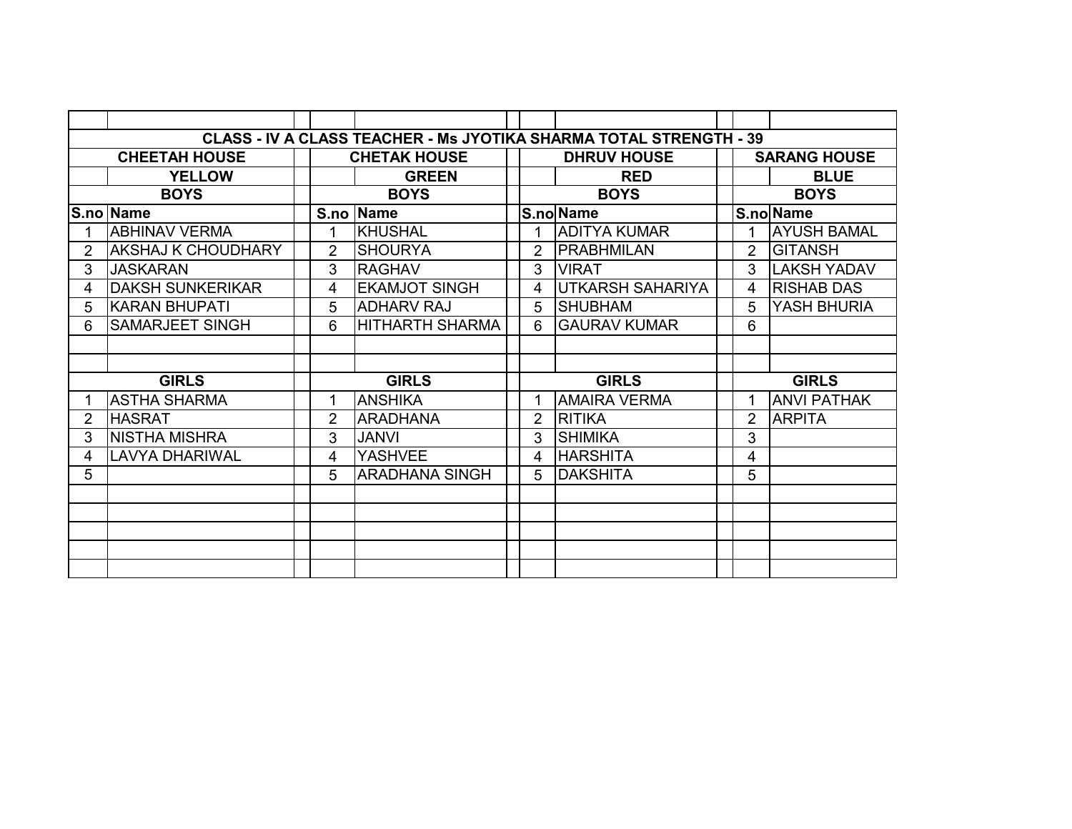| | | | | | | | | | | |
|---|---|---|---|---|---|---|---|---|---|---|
| **CLASS - IV A CLASS TEACHER - Ms JYOTIKA SHARMA TOTAL STRENGTH - 39** | | | | | | | | | | |
| **CHEETAH HOUSE** | | | **CHETAK HOUSE** | | | **DHRUV HOUSE** | | | **SARANG HOUSE** | |
| | **YELLOW** | | | **GREEN** | | | **RED** | | | **BLUE** |
| **BOYS** | | | **BOYS** | | | **BOYS** | | | **BOYS** | |
| **S.no** | **Name** | | **S.no** | **Name** | | **S.no** | **Name** | | **S.no** | **Name** |
| 1 | ABHINAV VERMA | | 1 | KHUSHAL | | 1 | ADITYA KUMAR | | 1 | AYUSH BAMAL |
| 2 | AKSHAJ K CHOUDHARY | | 2 | SHOURYA | | 2 | PRABHMILAN | | 2 | GITANSH |
| 3 | JASKARAN | | 3 | RAGHAV | | 3 | VIRAT | | 3 | LAKSH YADAV |
| 4 | DAKSH SUNKERIKAR | | 4 | EKAMJOT SINGH | | 4 | UTKARSH SAHARIYA | | 4 | RISHAB DAS |
| 5 | KARAN BHUPATI | | 5 | ADHARV RAJ | | 5 | SHUBHAM | | 5 | YASH BHURIA |
| 6 | SAMARJEET SINGH | | 6 | HITHARTH SHARMA | | 6 | GAURAV KUMAR | | 6 | |
| | | | | | | | | | | |
| | | | | | | | | | | |
| **GIRLS** | | | **GIRLS** | | | **GIRLS** | | | **GIRLS** | |
| 1 | ASTHA SHARMA | | 1 | ANSHIKA | | 1 | AMAIRA VERMA | | 1 | ANVI PATHAK |
| 2 | HASRAT | | 2 | ARADHANA | | 2 | RITIKA | | 2 | ARPITA |
| 3 | NISTHA MISHRA | | 3 | JANVI | | 3 | SHIMIKA | | 3 | |
| 4 | LAVYA DHARIWAL | | 4 | YASHVEE | | 4 | HARSHITA | | 4 | |
| 5 | | | 5 | ARADHANA SINGH | | 5 | DAKSHITA | | 5 | |
| | | | | | | | | | | |
| | | | | | | | | | | |
| | | | | | | | | | | |
| | | | | | | | | | | |
| | | | | | | | | | | |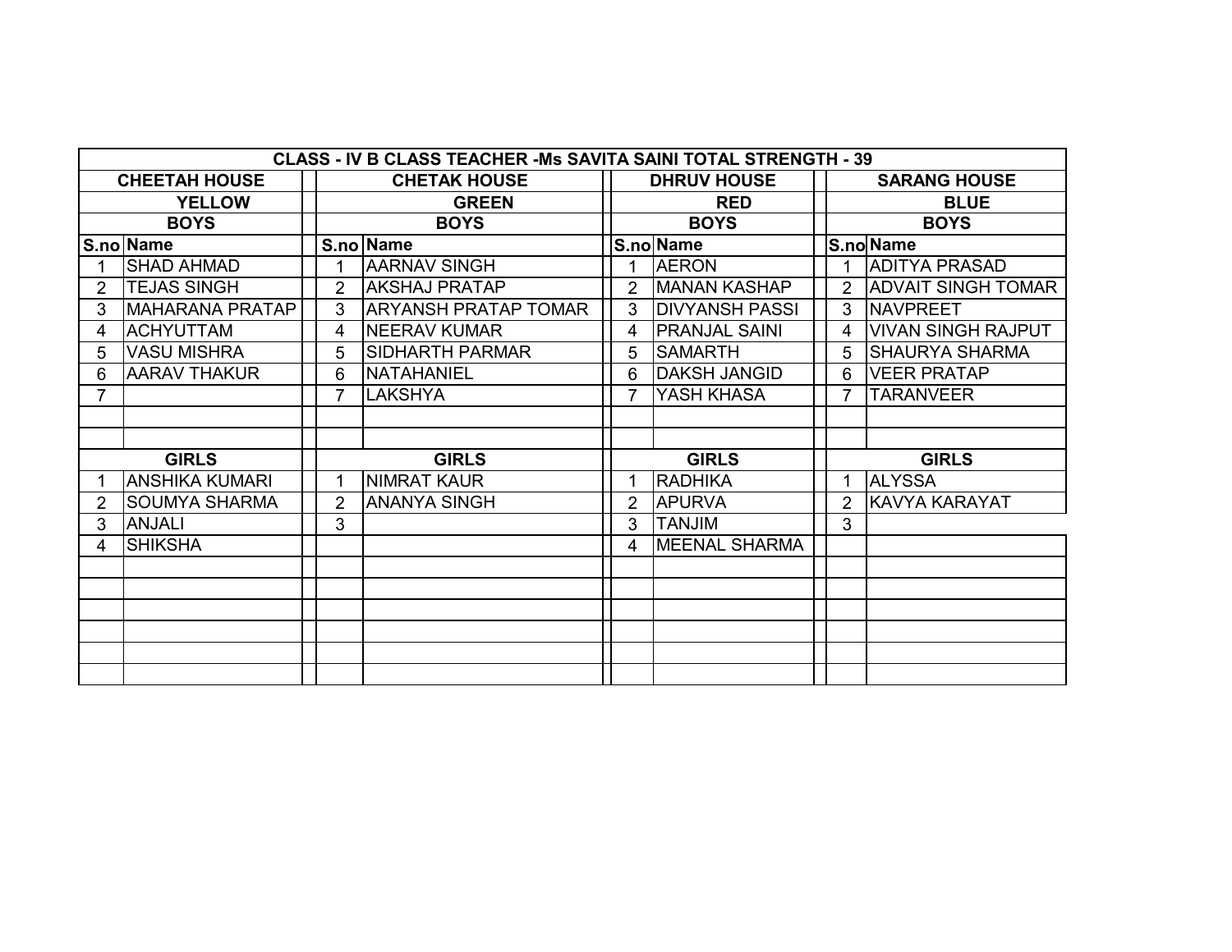| CLASS - IV B CLASS TEACHER -Ms SAVITA SAINI TOTAL STRENGTH - 39 | | | | | | | |
|---|---|---|---|---|---|---|---|
| CHEETAH HOUSE | | CHETAK HOUSE | | DHRUV HOUSE | | SARANG HOUSE | |
| YELLOW | | GREEN | | RED | | BLUE | |
| BOYS | | BOYS | | BOYS | | BOYS | |
| S.no | Name | S.no | Name | S.no | Name | S.no | Name |
| 1 | SHAD AHMAD | 1 | AARNAV SINGH | 1 | AERON | 1 | ADITYA PRASAD |
| 2 | TEJAS SINGH | 2 | AKSHAJ PRATAP | 2 | MANAN KASHAP | 2 | ADVAIT SINGH TOMAR |
| 3 | MAHARANA PRATAP | 3 | ARYANSH PRATAP TOMAR | 3 | DIVYANSH PASSI | 3 | NAVPREET |
| 4 | ACHYUTTAM | 4 | NEERAV KUMAR | 4 | PRANJAL SAINI | 4 | VIVAN SINGH RAJPUT |
| 5 | VASU MISHRA | 5 | SIDHARTH PARMAR | 5 | SAMARTH | 5 | SHAURYA SHARMA |
| 6 | AARAV THAKUR | 6 | NATAHANIEL | 6 | DAKSH JANGID | 6 | VEER PRATAP |
| 7 | | 7 | LAKSHYA | 7 | YASH KHASA | 7 | TARANVEER |
| | | | | | | | |
| | | | | | | | |
| GIRLS | | GIRLS | | GIRLS | | GIRLS | |
| 1 | ANSHIKA KUMARI | 1 | NIMRAT KAUR | 1 | RADHIKA | 1 | ALYSSA |
| 2 | SOUMYA SHARMA | 2 | ANANYA SINGH | 2 | APURVA | 2 | KAVYA KARAYAT |
| 3 | ANJALI | 3 | | 3 | TANJIM | 3 | |
| 4 | SHIKSHA | | | 4 | MEENAL SHARMA | | |
| | | | | | | | |
| | | | | | | | |
| | | | | | | | |
| | | | | | | | |
| | | | | | | | |
| | | | | | | | |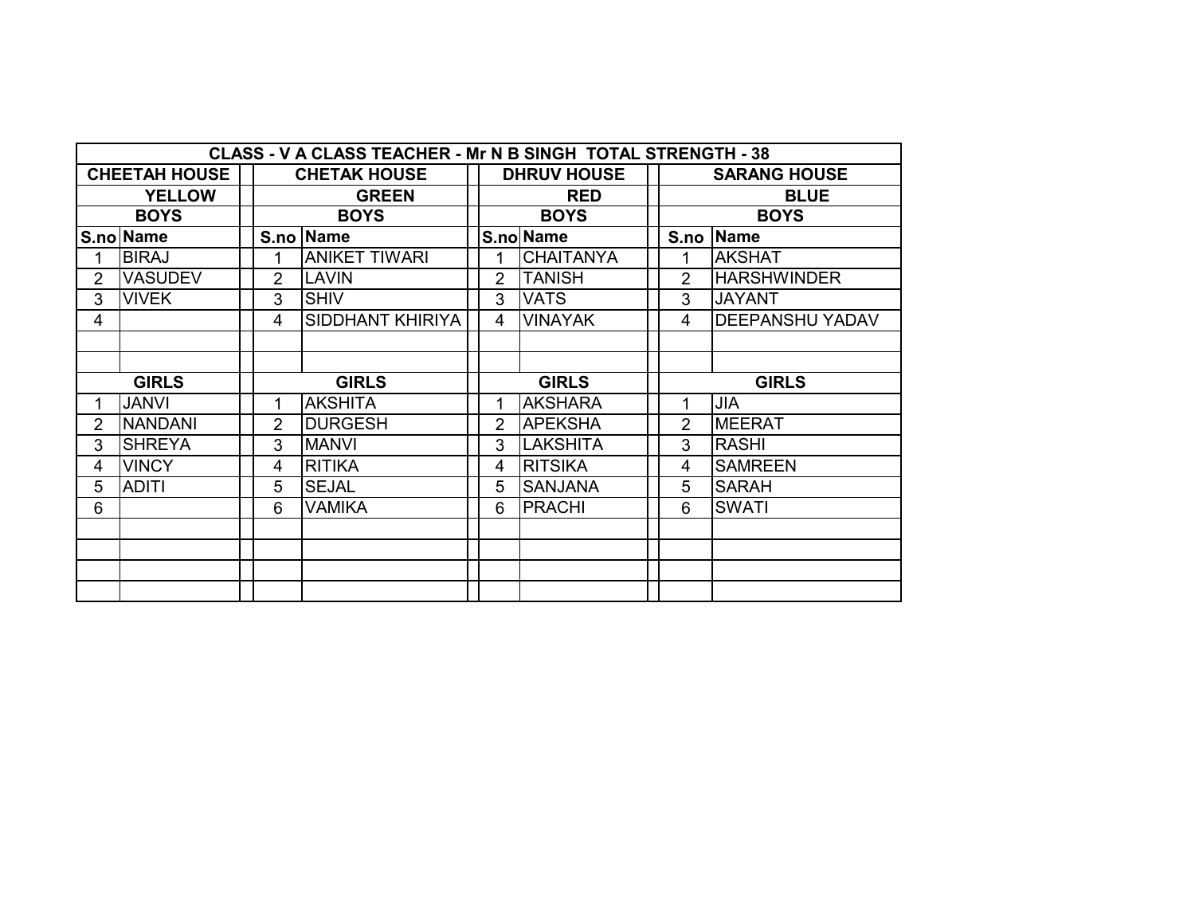| CLASS - V A CLASS TEACHER - Mr N B SINGH TOTAL STRENGTH - 38 | | | | | | | |
|---|---|---|---|---|---|---|---|
| CHEETAH HOUSE | | CHETAK HOUSE | | DHRUV HOUSE | | SARANG HOUSE | |
| YELLOW | | GREEN | | RED | | BLUE | |
| BOYS | | BOYS | | BOYS | | BOYS | |
| S.no | Name | S.no | Name | S.no | Name | S.no | Name |
| 1 | BIRAJ | 1 | ANIKET TIWARI | 1 | CHAITANYA | 1 | AKSHAT |
| 2 | VASUDEV | 2 | LAVIN | 2 | TANISH | 2 | HARSHWINDER |
| 3 | VIVEK | 3 | SHIV | 3 | VATS | 3 | JAYANT |
| 4 | | 4 | SIDDHANT KHIRIYA | 4 | VINAYAK | 4 | DEEPANSHU YADAV |
| | | | | | | | |
| | | | | | | | |
| GIRLS | | GIRLS | | GIRLS | | GIRLS | |
| 1 | JANVI | 1 | AKSHITA | 1 | AKSHARA | 1 | JIA |
| 2 | NANDANI | 2 | DURGESH | 2 | APEKSHA | 2 | MEERAT |
| 3 | SHREYA | 3 | MANVI | 3 | LAKSHITA | 3 | RASHI |
| 4 | VINCY | 4 | RITIKA | 4 | RITSIKA | 4 | SAMREEN |
| 5 | ADITI | 5 | SEJAL | 5 | SANJANA | 5 | SARAH |
| 6 | | 6 | VAMIKA | 6 | PRACHI | 6 | SWATI |
| | | | | | | | |
| | | | | | | | |
| | | | | | | | |
| | | | | | | | |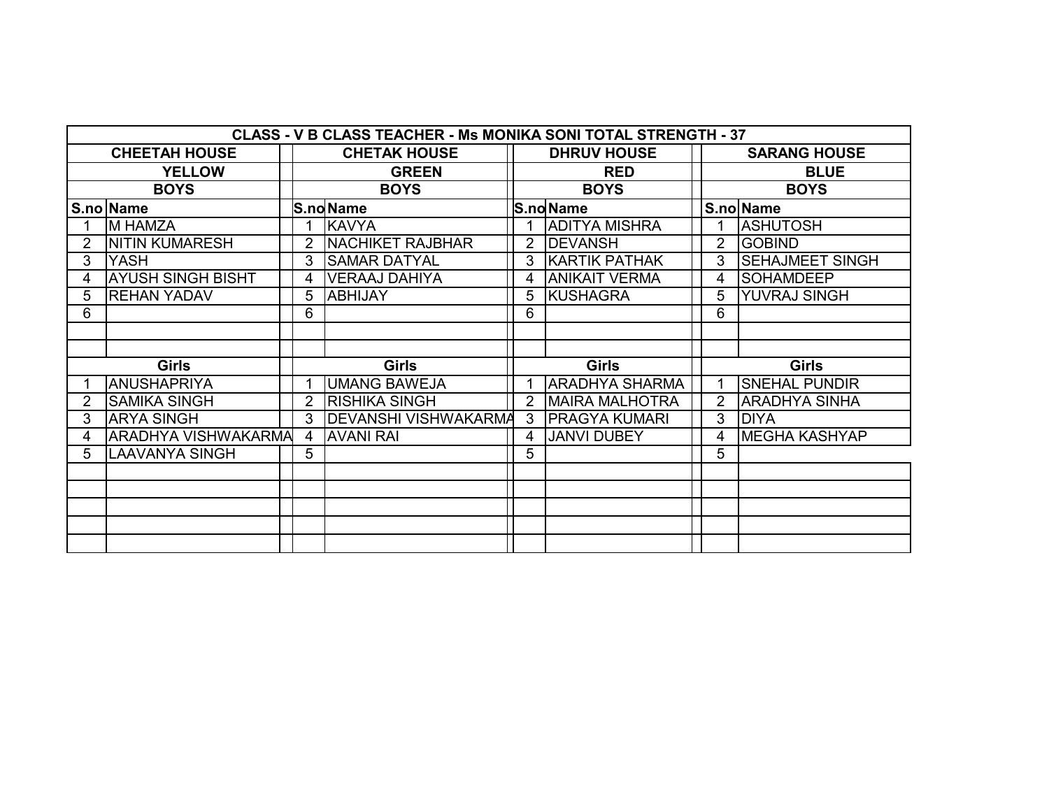| CLASS - V B CLASS TEACHER - Ms MONIKA SONI TOTAL STRENGTH - 37 | | | | | | | |
|---|---|---|---|---|---|---|---|
| CHEETAH HOUSE | | CHETAK HOUSE | | DHRUV HOUSE | | SARANG HOUSE | |
| YELLOW | | GREEN | | RED | | BLUE | |
| BOYS | | BOYS | | BOYS | | BOYS | |
| S.no | Name | S.no | Name | S.no | Name | S.no | Name |
| 1 | M HAMZA | 1 | KAVYA | 1 | ADITYA MISHRA | 1 | ASHUTOSH |
| 2 | NITIN KUMARESH | 2 | NACHIKET RAJBHAR | 2 | DEVANSH | 2 | GOBIND |
| 3 | YASH | 3 | SAMAR DATYAL | 3 | KARTIK PATHAK | 3 | SEHAJMEET SINGH |
| 4 | AYUSH SINGH BISHT | 4 | VERAAJ DAHIYA | 4 | ANIKAIT VERMA | 4 | SOHAMDEEP |
| 5 | REHAN YADAV | 5 | ABHIJAY | 5 | KUSHAGRA | 5 | YUVRAJ SINGH |
| 6 | | 6 | | 6 | | 6 | |
| | | | | | | | |
| | | | | | | | |
| Girls | | Girls | | Girls | | Girls | |
| 1 | ANUSHAPRIYA | 1 | UMANG BAWEJA | 1 | ARADHYA SHARMA | 1 | SNEHAL PUNDIR |
| 2 | SAMIKA SINGH | 2 | RISHIKA SINGH | 2 | MAIRA MALHOTRA | 2 | ARADHYA SINHA |
| 3 | ARYA SINGH | 3 | DEVANSHI VISHWAKARMA | 3 | PRAGYA KUMARI | 3 | DIYA |
| 4 | ARADHYA VISHWAKARMA | 4 | AVANI RAI | 4 | JANVI DUBEY | 4 | MEGHA KASHYAP |
| 5 | LAAVANYA SINGH | 5 | | 5 | | 5 | |
| | | | | | | | |
| | | | | | | | |
| | | | | | | | |
| | | | | | | | |
| | | | | | | | |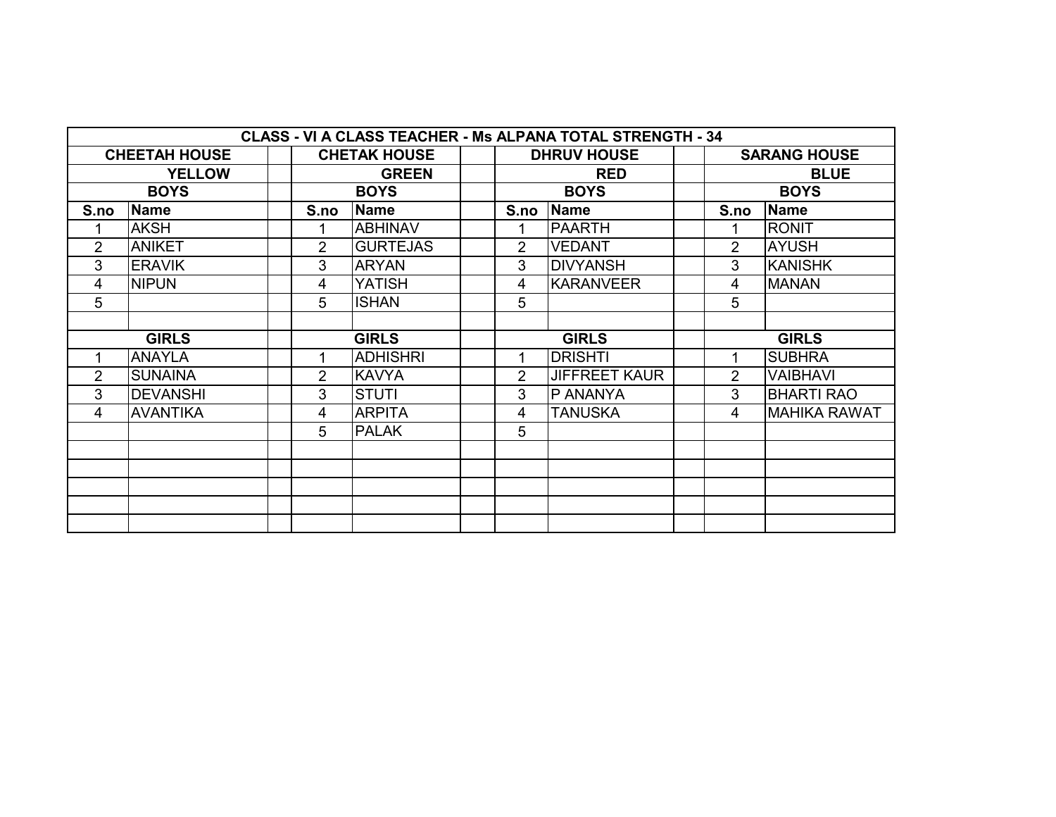| CLASS - VI A CLASS TEACHER - Ms ALPANA TOTAL STRENGTH - 34 | | | | | | | | | | |
|---|---|---|---|---|---|---|---|---|---|---|
| CHEETAH HOUSE | | | CHETAK HOUSE | | | DHRUV HOUSE | | | SARANG HOUSE | |
| YELLOW | | | GREEN | | | RED | | | BLUE | |
| BOYS | | | BOYS | | | BOYS | | | BOYS | |
| S.no | Name | | S.no | Name | | S.no | Name | | S.no | Name |
| 1 | AKSH | | 1 | ABHINAV | | 1 | PAARTH | | 1 | RONIT |
| 2 | ANIKET | | 2 | GURTEJAS | | 2 | VEDANT | | 2 | AYUSH |
| 3 | ERAVIK | | 3 | ARYAN | | 3 | DIVYANSH | | 3 | KANISHK |
| 4 | NIPUN | | 4 | YATISH | | 4 | KARANVEER | | 4 | MANAN |
| 5 | | | 5 | ISHAN | | 5 | | | 5 | |
| | | | | | | | | | | |
| GIRLS | | | GIRLS | | | GIRLS | | | GIRLS | |
| 1 | ANAYLA | | 1 | ADHISHRI | | 1 | DRISHTI | | 1 | SUBHRA |
| 2 | SUNAINA | | 2 | KAVYA | | 2 | JIFFREET KAUR | | 2 | VAIBHAVI |
| 3 | DEVANSHI | | 3 | STUTI | | 3 | P ANANYA | | 3 | BHARTI RAO |
| 4 | AVANTIKA | | 4 | ARPITA | | 4 | TANUSKA | | 4 | MAHIKA RAWAT |
| | | | 5 | PALAK | | 5 | | | | |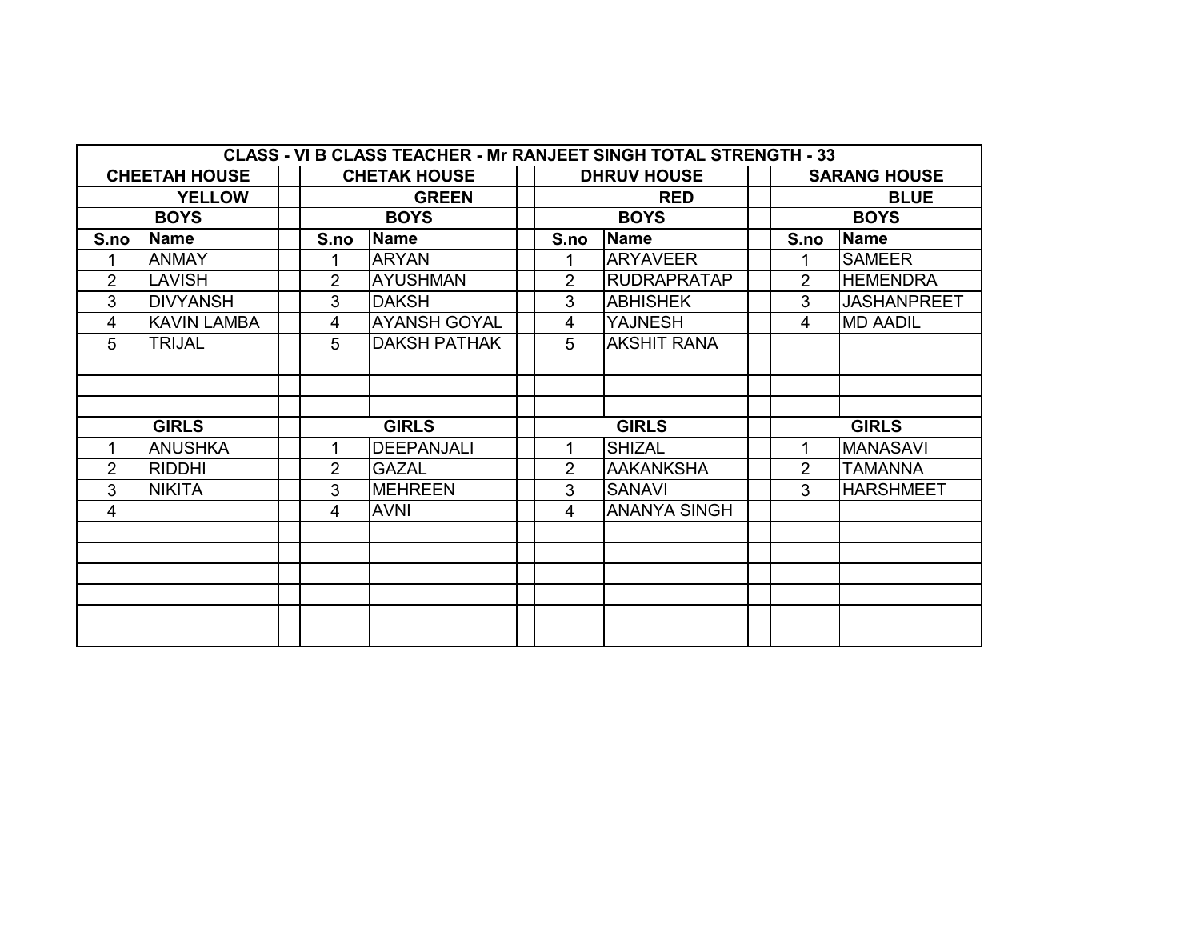| CLASS - VI B CLASS TEACHER - Mr RANJEET SINGH TOTAL STRENGTH - 33 | | | | | | | | | | |
|---|---|---|---|---|---|---|---|---|---|---|
| CHEETAH HOUSE | | | CHETAK HOUSE | | | DHRUV HOUSE | | | SARANG HOUSE | |
| YELLOW | | | GREEN | | | RED | | | BLUE | |
| BOYS | | | BOYS | | | BOYS | | | BOYS | |
| S.no | Name | | S.no | Name | | S.no | Name | | S.no | Name |
| 1 | ANMAY | | 1 | ARYAN | | 1 | ARYAVEER | | 1 | SAMEER |
| 2 | LAVISH | | 2 | AYUSHMAN | | 2 | RUDRAPRATAP | | 2 | HEMENDRA |
| 3 | DIVYANSH | | 3 | DAKSH | | 3 | ABHISHEK | | 3 | JASHANPREET |
| 4 | KAVIN LAMBA | | 4 | AYANSH GOYAL | | 4 | YAJNESH | | 4 | MD AADIL |
| 5 | TRIJAL | | 5 | DAKSH PATHAK | | 5 | AKSHIT RANA | | | |
| | | | | | | | | | | |
| | | | | | | | | | | |
| | | | | | | | | | | |
| GIRLS | | | GIRLS | | | GIRLS | | | GIRLS | |
| 1 | ANUSHKA | | 1 | DEEPANJALI | | 1 | SHIZAL | | 1 | MANASAVI |
| 2 | RIDDHI | | 2 | GAZAL | | 2 | AAKANKSHA | | 2 | TAMANNA |
| 3 | NIKITA | | 3 | MEHREEN | | 3 | SANAVI | | 3 | HARSHMEET |
| 4 | | | 4 | AVNI | | 4 | ANANYA SINGH | | | |
| | | | | | | | | | | |
| | | | | | | | | | | |
| | | | | | | | | | | |
| | | | | | | | | | | |
| | | | | | | | | | | |
| | | | | | | | | | | |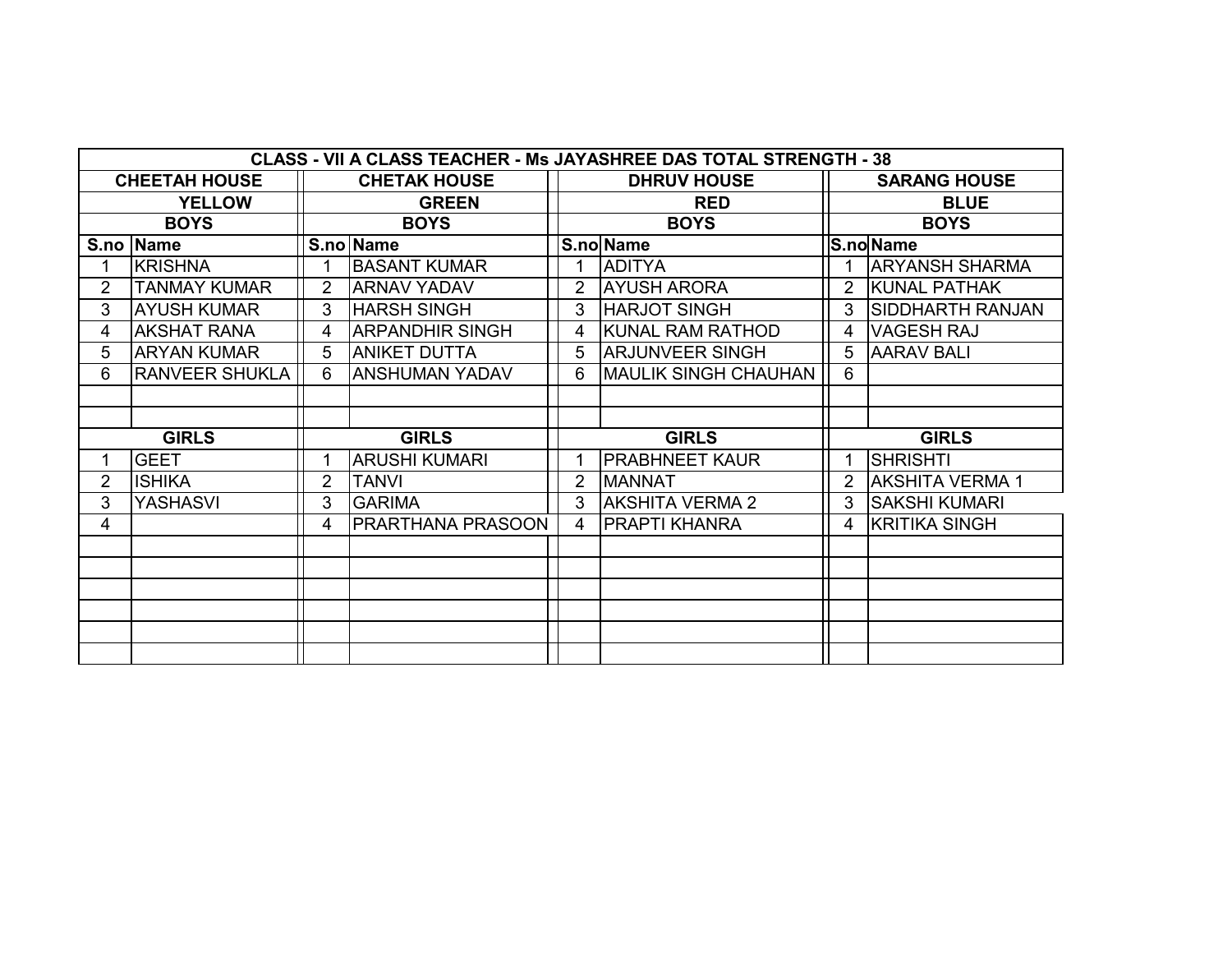| CLASS - VII A CLASS TEACHER - Ms JAYASHREE DAS TOTAL STRENGTH - 38 | | | | | | | |
|---|---|---|---|---|---|---|---|
| CHEETAH HOUSE | | CHETAK HOUSE | | DHRUV HOUSE | | SARANG HOUSE | |
| YELLOW | | GREEN | | RED | | BLUE | |
| BOYS | | BOYS | | BOYS | | BOYS | |
| S.no | Name | S.no | Name | S.no | Name | S.no | Name |
| 1 | KRISHNA | 1 | BASANT KUMAR | 1 | ADITYA | 1 | ARYANSH SHARMA |
| 2 | TANMAY KUMAR | 2 | ARNAV YADAV | 2 | AYUSH ARORA | 2 | KUNAL PATHAK |
| 3 | AYUSH KUMAR | 3 | HARSH SINGH | 3 | HARJOT SINGH | 3 | SIDDHARTH RANJAN |
| 4 | AKSHAT RANA | 4 | ARPANDHIR SINGH | 4 | KUNAL RAM RATHOD | 4 | VAGESH RAJ |
| 5 | ARYAN KUMAR | 5 | ANIKET DUTTA | 5 | ARJUNVEER SINGH | 5 | AARAV BALI |
| 6 | RANVEER SHUKLA | 6 | ANSHUMAN YADAV | 6 | MAULIK SINGH CHAUHAN | 6 | |
| | | | | | | | |
| | | | | | | | |
| GIRLS | | GIRLS | | GIRLS | | GIRLS | |
| 1 | GEET | 1 | ARUSHI KUMARI | 1 | PRABHNEET KAUR | 1 | SHRISHTI |
| 2 | ISHIKA | 2 | TANVI | 2 | MANNAT | 2 | AKSHITA VERMA 1 |
| 3 | YASHASVI | 3 | GARIMA | 3 | AKSHITA VERMA 2 | 3 | SAKSHI KUMARI |
| 4 | | 4 | PRARTHANA PRASOON | 4 | PRAPTI KHANRA | 4 | KRITIKA SINGH |
| | | | | | | | |
| | | | | | | | |
| | | | | | | | |
| | | | | | | | |
| | | | | | | | |
| | | | | | | | |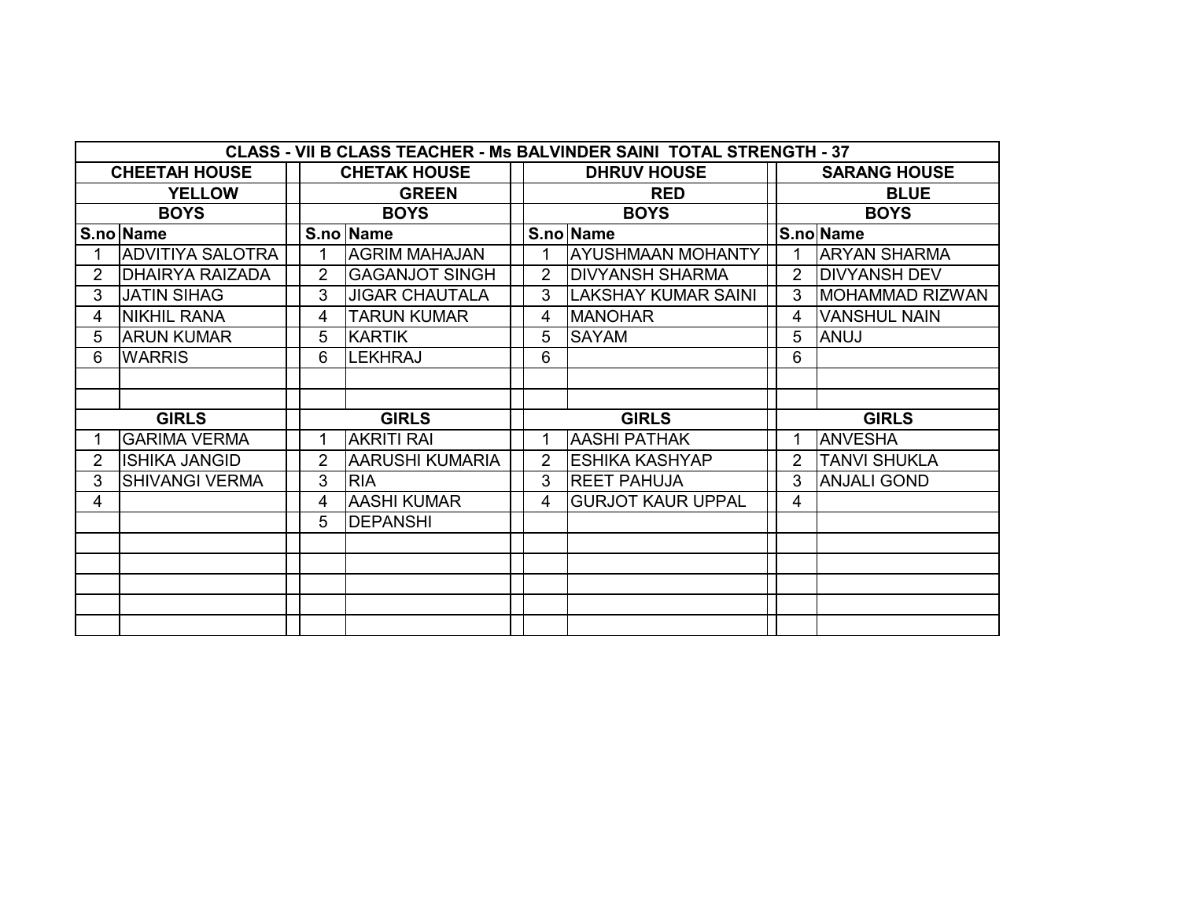| CLASS - VII B CLASS TEACHER - Ms BALVINDER SAINI TOTAL STRENGTH - 37 | | | | | | | |
|---|---|---|---|---|---|---|---|
| CHEETAH HOUSE | | CHETAK HOUSE | | DHRUV HOUSE | | SARANG HOUSE | |
| YELLOW | | GREEN | | RED | | BLUE | |
| BOYS | | BOYS | | BOYS | | BOYS | |
| S.no | Name | S.no | Name | S.no | Name | S.no | Name |
| 1 | ADVITIYA SALOTRA | 1 | AGRIM MAHAJAN | 1 | AYUSHMAAN MOHANTY | 1 | ARYAN SHARMA |
| 2 | DHAIRYA RAIZADA | 2 | GAGANJOT SINGH | 2 | DIVYANSH SHARMA | 2 | DIVYANSH DEV |
| 3 | JATIN SIHAG | 3 | JIGAR CHAUTALA | 3 | LAKSHAY KUMAR SAINI | 3 | MOHAMMAD RIZWAN |
| 4 | NIKHIL RANA | 4 | TARUN KUMAR | 4 | MANOHAR | 4 | VANSHUL NAIN |
| 5 | ARUN KUMAR | 5 | KARTIK | 5 | SAYAM | 5 | ANUJ |
| 6 | WARRIS | 6 | LEKHRAJ | 6 | | 6 | |
| | | | | | | | |
| | | | | | | | |
| GIRLS | | GIRLS | | GIRLS | | GIRLS | |
| 1 | GARIMA VERMA | 1 | AKRITI RAI | 1 | AASHI PATHAK | 1 | ANVESHA |
| 2 | ISHIKA JANGID | 2 | AARUSHI KUMARIA | 2 | ESHIKA KASHYAP | 2 | TANVI SHUKLA |
| 3 | SHIVANGI VERMA | 3 | RIA | 3 | REET PAHUJA | 3 | ANJALI GOND |
| 4 | | 4 | AASHI KUMAR | 4 | GURJOT KAUR UPPAL | 4 | |
| | | 5 | DEPANSHI | | | | |
| | | | | | | | |
| | | | | | | | |
| | | | | | | | |
| | | | | | | | |
| | | | | | | | |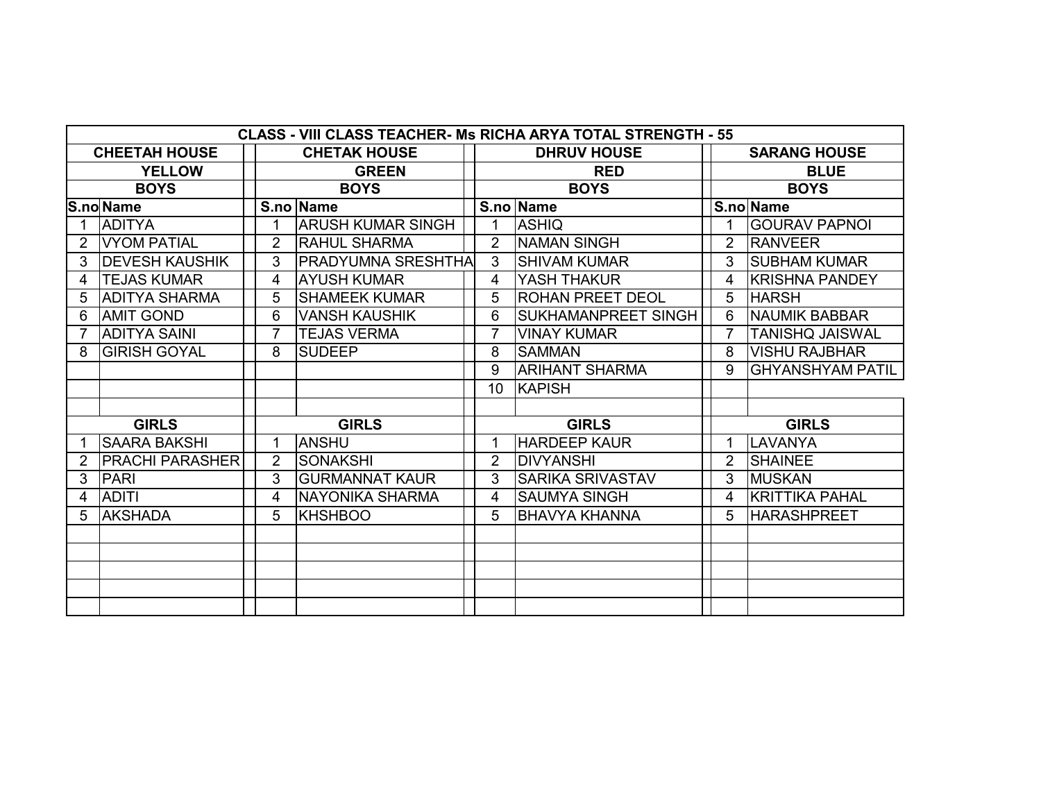| CLASS - VIII CLASS TEACHER- Ms RICHA ARYA TOTAL STRENGTH - 55 | | | | | | | |
|---|---|---|---|---|---|---|---|
| CHEETAH HOUSE | | CHETAK HOUSE | | DHRUV HOUSE | | SARANG HOUSE | |
| YELLOW | | GREEN | | RED | | BLUE | |
| BOYS | | BOYS | | BOYS | | BOYS | |
| S.no | Name | S.no | Name | S.no | Name | S.no | Name |
| 1 | ADITYA | 1 | ARUSH KUMAR SINGH | 1 | ASHIQ | 1 | GOURAV PAPNOI |
| 2 | VYOM PATIAL | 2 | RAHUL SHARMA | 2 | NAMAN SINGH | 2 | RANVEER |
| 3 | DEVESH KAUSHIK | 3 | PRADYUMNA SRESHTHA | 3 | SHIVAM KUMAR | 3 | SUBHAM KUMAR |
| 4 | TEJAS KUMAR | 4 | AYUSH KUMAR | 4 | YASH THAKUR | 4 | KRISHNA PANDEY |
| 5 | ADITYA SHARMA | 5 | SHAMEEK KUMAR | 5 | ROHAN PREET DEOL | 5 | HARSH |
| 6 | AMIT GOND | 6 | VANSH KAUSHIK | 6 | SUKHAMANPREET SINGH | 6 | NAUMIK BABBAR |
| 7 | ADITYA SAINI | 7 | TEJAS VERMA | 7 | VINAY KUMAR | 7 | TANISHQ JAISWAL |
| 8 | GIRISH GOYAL | 8 | SUDEEP | 8 | SAMMAN | 8 | VISHU RAJBHAR |
| | | | | 9 | ARIHANT SHARMA | 9 | GHYANSHYAM PATIL |
| | | | | 10 | KAPISH | | |
| | | | | | | | |
| GIRLS | | GIRLS | | GIRLS | | GIRLS | |
| 1 | SAARA BAKSHI | 1 | ANSHU | 1 | HARDEEP KAUR | 1 | LAVANYA |
| 2 | PRACHI PARASHER | 2 | SONAKSHI | 2 | DIVYANSHI | 2 | SHAINEE |
| 3 | PARI | 3 | GURMANNAT KAUR | 3 | SARIKA SRIVASTAV | 3 | MUSKAN |
| 4 | ADITI | 4 | NAYONIKA SHARMA | 4 | SAUMYA SINGH | 4 | KRITTIKA PAHAL |
| 5 | AKSHADA | 5 | KHSHBOO | 5 | BHAVYA KHANNA | 5 | HARASHPREET |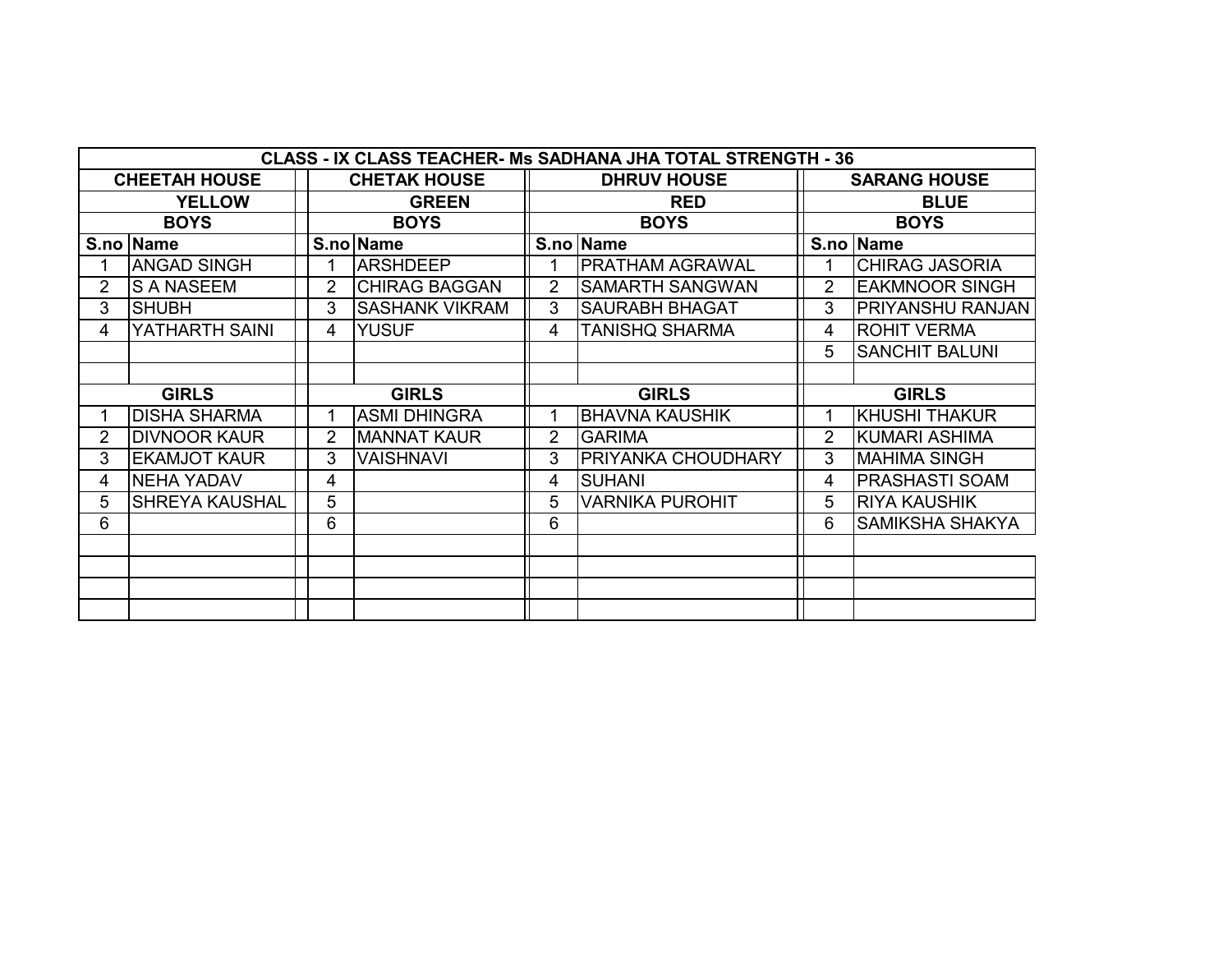| CLASS - IX CLASS TEACHER- Ms SADHANA JHA TOTAL STRENGTH - 36 | | | | | | | |
|---|---|---|---|---|---|---|---|
| **CHEETAH HOUSE** | | **CHETAK HOUSE** | | **DHRUV HOUSE** | | **SARANG HOUSE** | |
| **YELLOW** | | **GREEN** | | **RED** | | **BLUE** | |
| **BOYS** | | **BOYS** | | **BOYS** | | **BOYS** | |
| **S.no** | **Name** | **S.no** | **Name** | **S.no** | **Name** | **S.no** | **Name** |
| 1 | ANGAD SINGH | 1 | ARSHDEEP | 1 | PRATHAM AGRAWAL | 1 | CHIRAG JASORIA |
| 2 | S A NASEEM | 2 | CHIRAG BAGGAN | 2 | SAMARTH SANGWAN | 2 | EAKMNOOR SINGH |
| 3 | SHUBH | 3 | SASHANK VIKRAM | 3 | SAURABH BHAGAT | 3 | PRIYANSHU RANJAN |
| 4 | YATHARTH SAINI | 4 | YUSUF | 4 | TANISHQ SHARMA | 4 | ROHIT VERMA |
| | | | | | | 5 | SANCHIT BALUNI |
| | | | | | | | |
| **GIRLS** | | **GIRLS** | | **GIRLS** | | **GIRLS** | |
| 1 | DISHA SHARMA | 1 | ASMI DHINGRA | 1 | BHAVNA KAUSHIK | 1 | KHUSHI THAKUR |
| 2 | DIVNOOR KAUR | 2 | MANNAT KAUR | 2 | GARIMA | 2 | KUMARI ASHIMA |
| 3 | EKAMJOT KAUR | 3 | VAISHNAVI | 3 | PRIYANKA CHOUDHARY | 3 | MAHIMA SINGH |
| 4 | NEHA YADAV | 4 | | 4 | SUHANI | 4 | PRASHASTI SOAM |
| 5 | SHREYA KAUSHAL | 5 | | 5 | VARNIKA PUROHIT | 5 | RIYA KAUSHIK |
| 6 | | 6 | | 6 | | 6 | SAMIKSHA SHAKYA |
| | | | | | | | |
| | | | | | | | |
| | | | | | | | |
| | | | | | | | |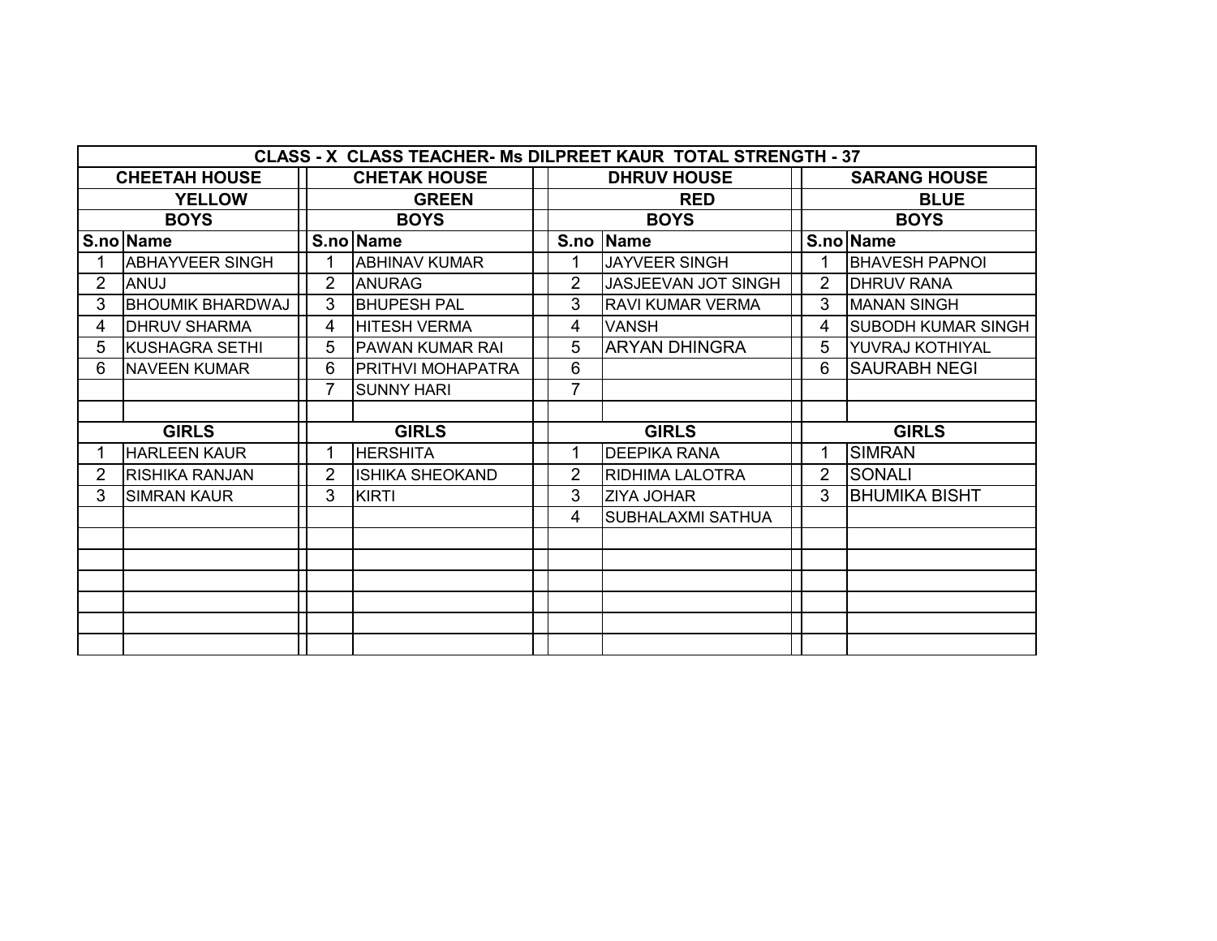| CLASS - X CLASS TEACHER- Ms DILPREET KAUR TOTAL STRENGTH - 37 | | | | | | | |
|---|---|---|---|---|---|---|---|
| CHEETAH HOUSE | | CHETAK HOUSE | | DHRUV HOUSE | | SARANG HOUSE | |
| YELLOW | | GREEN | | RED | | BLUE | |
| BOYS | | BOYS | | BOYS | | BOYS | |
| S.no | Name | S.no | Name | S.no | Name | S.no | Name |
| 1 | ABHAYVEER SINGH | 1 | ABHINAV KUMAR | 1 | JAYVEER SINGH | 1 | BHAVESH PAPNOI |
| 2 | ANUJ | 2 | ANURAG | 2 | JASJEEVAN JOT SINGH | 2 | DHRUV RANA |
| 3 | BHOUMIK BHARDWAJ | 3 | BHUPESH PAL | 3 | RAVI KUMAR VERMA | 3 | MANAN SINGH |
| 4 | DHRUV SHARMA | 4 | HITESH VERMA | 4 | VANSH | 4 | SUBODH KUMAR SINGH |
| 5 | KUSHAGRA SETHI | 5 | PAWAN KUMAR RAI | 5 | ARYAN DHINGRA | 5 | YUVRAJ KOTHIYAL |
| 6 | NAVEEN KUMAR | 6 | PRITHVI MOHAPATRA | 6 | | 6 | SAURABH NEGI |
| | | 7 | SUNNY HARI | 7 | | | |
| | | | | | | | |
| GIRLS | | GIRLS | | GIRLS | | GIRLS | |
| 1 | HARLEEN KAUR | 1 | HERSHITA | 1 | DEEPIKA RANA | 1 | SIMRAN |
| 2 | RISHIKA RANJAN | 2 | ISHIKA SHEOKAND | 2 | RIDHIMA LALOTRA | 2 | SONALI |
| 3 | SIMRAN KAUR | 3 | KIRTI | 3 | ZIYA JOHAR | 3 | BHUMIKA BISHT |
| | | | | 4 | SUBHALAXMI SATHUA | | |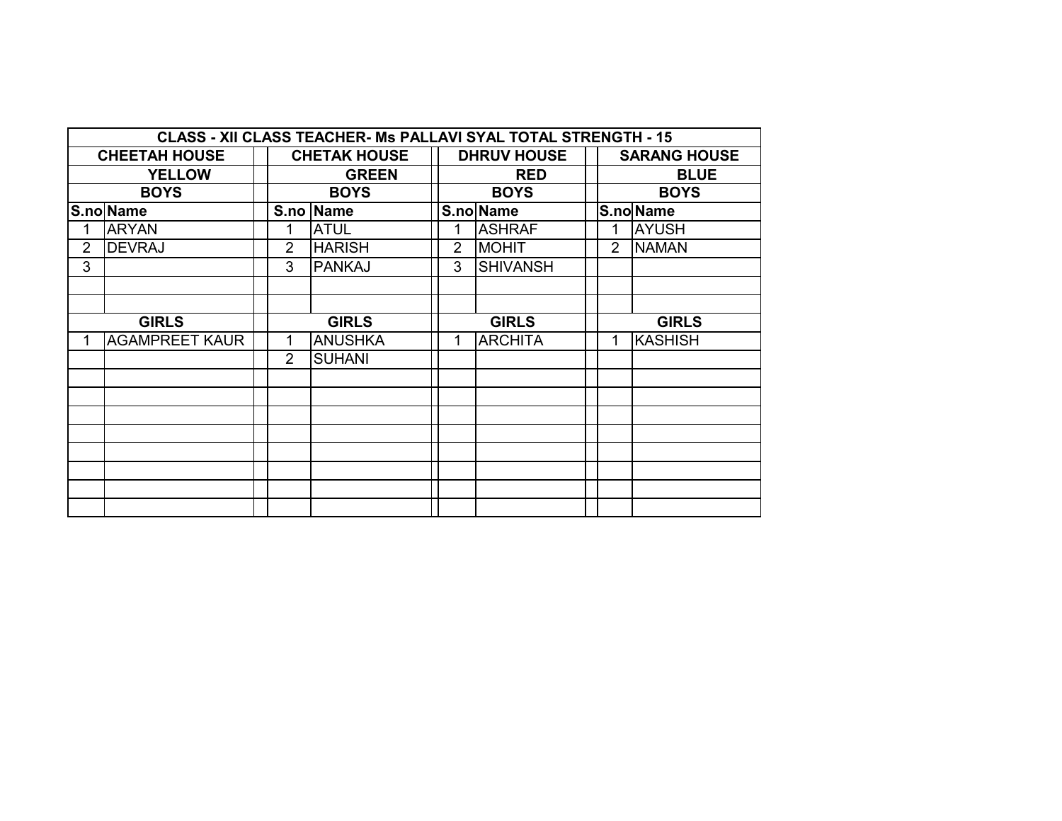| CLASS - XII CLASS TEACHER- Ms PALLAVI SYAL TOTAL STRENGTH - 15 | | | | | | | | | | |
|---|---|---|---|---|---|---|---|---|---|---|
| CHEETAH HOUSE | | | CHETAK HOUSE | | | DHRUV HOUSE | | | SARANG HOUSE | |
| YELLOW | | | GREEN | | | RED | | | BLUE | |
| BOYS | | | BOYS | | | BOYS | | | BOYS | |
| S.no | Name | | S.no | Name | | S.no | Name | | S.no | Name |
| 1 | ARYAN | | 1 | ATUL | | 1 | ASHRAF | | 1 | AYUSH |
| 2 | DEVRAJ | | 2 | HARISH | | 2 | MOHIT | | 2 | NAMAN |
| 3 | | | 3 | PANKAJ | | 3 | SHIVANSH | | | |
| | | | | | | | | | | |
| | | | | | | | | | | |
| GIRLS | | | GIRLS | | | GIRLS | | | GIRLS | |
| 1 | AGAMPREET KAUR | | 1 | ANUSHKA | | 1 | ARCHITA | | 1 | KASHISH |
| | | | 2 | SUHANI | | | | | | |
| | | | | | | | | | | |
| | | | | | | | | | | |
| | | | | | | | | | | |
| | | | | | | | | | | |
| | | | | | | | | | | |
| | | | | | | | | | | |
| | | | | | | | | | | |
| | | | | | | | | | | |